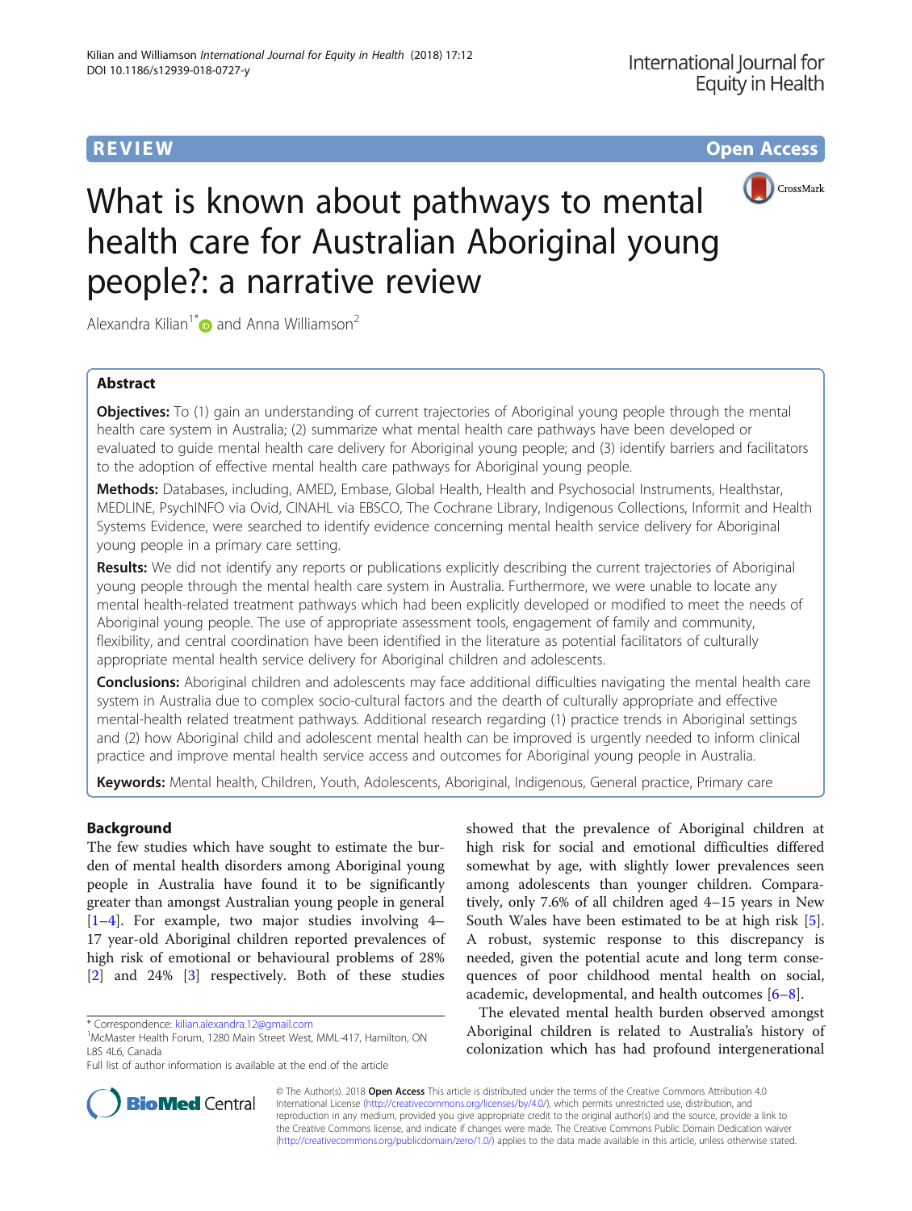**REVIEW** **Open Access**

# What is known about pathways to mental health care for Australian Aboriginal young people?: a narrative review

Alexandra Kilian[1*] and Anna Williamson[2]

## Abstract

**Objectives:** To (1) gain an understanding of current trajectories of Aboriginal young people through the mental health care system in Australia; (2) summarize what mental health care pathways have been developed or evaluated to guide mental health care delivery for Aboriginal young people; and (3) identify barriers and facilitators to the adoption of effective mental health care pathways for Aboriginal young people.

**Methods:** Databases, including, AMED, Embase, Global Health, Health and Psychosocial Instruments, Healthstar, MEDLINE, PsychINFO via Ovid, CINAHL via EBSCO, The Cochrane Library, Indigenous Collections, Informit and Health Systems Evidence, were searched to identify evidence concerning mental health service delivery for Aboriginal young people in a primary care setting.

**Results:** We did not identify any reports or publications explicitly describing the current trajectories of Aboriginal young people through the mental health care system in Australia. Furthermore, we were unable to locate any mental health-related treatment pathways which had been explicitly developed or modified to meet the needs of Aboriginal young people. The use of appropriate assessment tools, engagement of family and community, flexibility, and central coordination have been identified in the literature as potential facilitators of culturally appropriate mental health service delivery for Aboriginal children and adolescents.

**Conclusions:** Aboriginal children and adolescents may face additional difficulties navigating the mental health care system in Australia due to complex socio-cultural factors and the dearth of culturally appropriate and effective mental-health related treatment pathways. Additional research regarding (1) practice trends in Aboriginal settings and (2) how Aboriginal child and adolescent mental health can be improved is urgently needed to inform clinical practice and improve mental health service access and outcomes for Aboriginal young people in Australia.

**Keywords:** Mental health, Children, Youth, Adolescents, Aboriginal, Indigenous, General practice, Primary care

## Background

The few studies which have sought to estimate the burden of mental health disorders among Aboriginal young people in Australia have found it to be significantly greater than amongst Australian young people in general [1–4]. For example, two major studies involving 4–17 year-old Aboriginal children reported prevalences of high risk of emotional or behavioural problems of 28% [2] and 24% [3] respectively. Both of these studies showed that the prevalence of Aboriginal children at high risk for social and emotional difficulties differed somewhat by age, with slightly lower prevalences seen among adolescents than younger children. Comparatively, only 7.6% of all children aged 4–15 years in New South Wales have been estimated to be at high risk [5]. A robust, systemic response to this discrepancy is needed, given the potential acute and long term consequences of poor childhood mental health on social, academic, developmental, and health outcomes [6–8].

The elevated mental health burden observed amongst Aboriginal children is related to Australia's history of colonization which has had profound intergenerational

\* Correspondence: kilian.alexandra.12@gmail.com
[1]McMaster Health Forum, 1280 Main Street West, MML-417, Hamilton, ON L8S 4L6, Canada
Full list of author information is available at the end of the article

© The Author(s). 2018 **Open Access** This article is distributed under the terms of the Creative Commons Attribution 4.0 International License (http://creativecommons.org/licenses/by/4.0/), which permits unrestricted use, distribution, and reproduction in any medium, provided you give appropriate credit to the original author(s) and the source, provide a link to the Creative Commons license, and indicate if changes were made. The Creative Commons Public Domain Dedication waiver (http://creativecommons.org/publicdomain/zero/1.0/) applies to the data made available in this article, unless otherwise stated.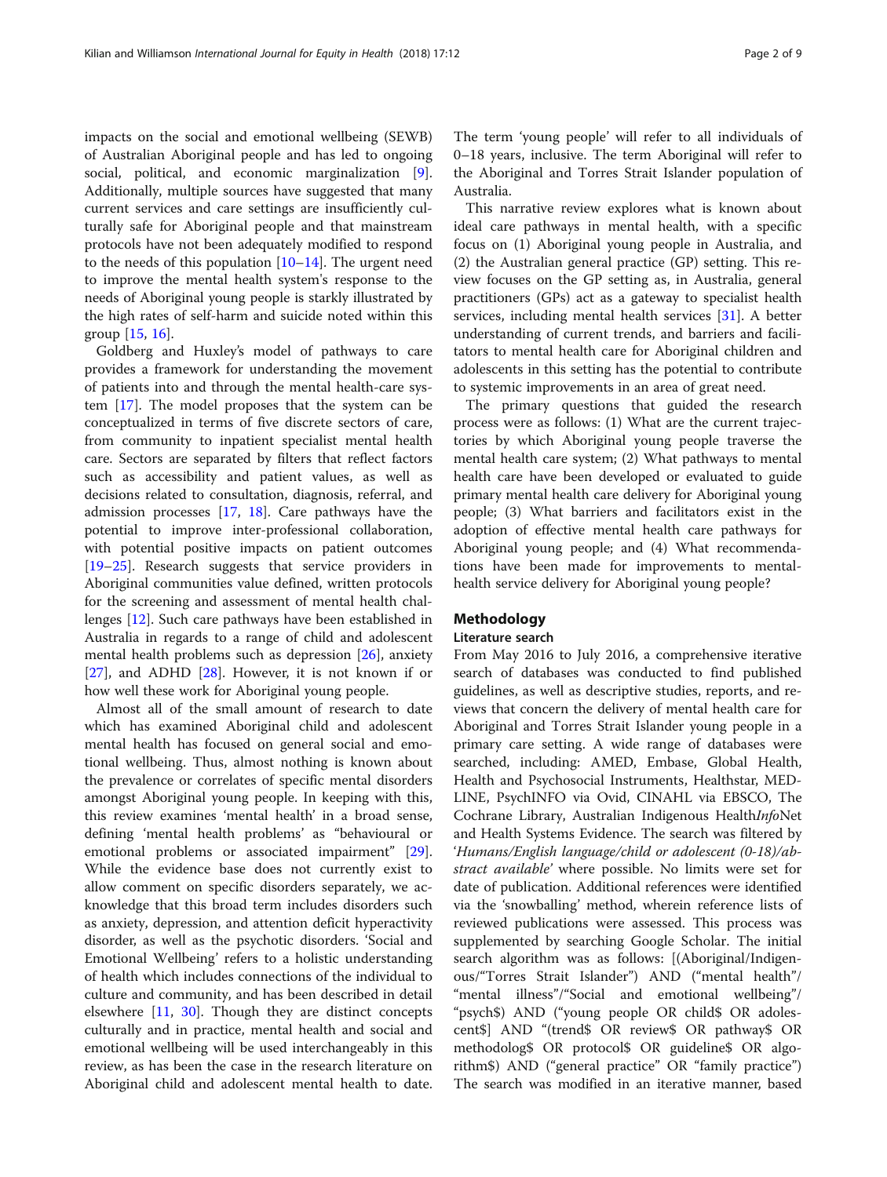impacts on the social and emotional wellbeing (SEWB) of Australian Aboriginal people and has led to ongoing social, political, and economic marginalization [9]. Additionally, multiple sources have suggested that many current services and care settings are insufficiently culturally safe for Aboriginal people and that mainstream protocols have not been adequately modified to respond to the needs of this population [10–14]. The urgent need to improve the mental health system's response to the needs of Aboriginal young people is starkly illustrated by the high rates of self-harm and suicide noted within this group [15, 16].

Goldberg and Huxley's model of pathways to care provides a framework for understanding the movement of patients into and through the mental health-care system [17]. The model proposes that the system can be conceptualized in terms of five discrete sectors of care, from community to inpatient specialist mental health care. Sectors are separated by filters that reflect factors such as accessibility and patient values, as well as decisions related to consultation, diagnosis, referral, and admission processes [17, 18]. Care pathways have the potential to improve inter-professional collaboration, with potential positive impacts on patient outcomes [19–25]. Research suggests that service providers in Aboriginal communities value defined, written protocols for the screening and assessment of mental health challenges [12]. Such care pathways have been established in Australia in regards to a range of child and adolescent mental health problems such as depression [26], anxiety [27], and ADHD [28]. However, it is not known if or how well these work for Aboriginal young people.

Almost all of the small amount of research to date which has examined Aboriginal child and adolescent mental health has focused on general social and emotional wellbeing. Thus, almost nothing is known about the prevalence or correlates of specific mental disorders amongst Aboriginal young people. In keeping with this, this review examines 'mental health' in a broad sense, defining 'mental health problems' as "behavioural or emotional problems or associated impairment" [29]. While the evidence base does not currently exist to allow comment on specific disorders separately, we acknowledge that this broad term includes disorders such as anxiety, depression, and attention deficit hyperactivity disorder, as well as the psychotic disorders. 'Social and Emotional Wellbeing' refers to a holistic understanding of health which includes connections of the individual to culture and community, and has been described in detail elsewhere [11, 30]. Though they are distinct concepts culturally and in practice, mental health and social and emotional wellbeing will be used interchangeably in this review, as has been the case in the research literature on Aboriginal child and adolescent mental health to date. The term 'young people' will refer to all individuals of 0–18 years, inclusive. The term Aboriginal will refer to the Aboriginal and Torres Strait Islander population of Australia.

This narrative review explores what is known about ideal care pathways in mental health, with a specific focus on (1) Aboriginal young people in Australia, and (2) the Australian general practice (GP) setting. This review focuses on the GP setting as, in Australia, general practitioners (GPs) act as a gateway to specialist health services, including mental health services [31]. A better understanding of current trends, and barriers and facilitators to mental health care for Aboriginal children and adolescents in this setting has the potential to contribute to systemic improvements in an area of great need.

The primary questions that guided the research process were as follows: (1) What are the current trajectories by which Aboriginal young people traverse the mental health care system; (2) What pathways to mental health care have been developed or evaluated to guide primary mental health care delivery for Aboriginal young people; (3) What barriers and facilitators exist in the adoption of effective mental health care pathways for Aboriginal young people; and (4) What recommendations have been made for improvements to mental-health service delivery for Aboriginal young people?

## Methodology

### Literature search

From May 2016 to July 2016, a comprehensive iterative search of databases was conducted to find published guidelines, as well as descriptive studies, reports, and reviews that concern the delivery of mental health care for Aboriginal and Torres Strait Islander young people in a primary care setting. A wide range of databases were searched, including: AMED, Embase, Global Health, Health and Psychosocial Instruments, Healthstar, MEDLINE, PsychINFO via Ovid, CINAHL via EBSCO, The Cochrane Library, Australian Indigenous Health*Info*Net and Health Systems Evidence. The search was filtered by '*Humans/English language/child or adolescent (0-18)/abstract available*' where possible. No limits were set for date of publication. Additional references were identified via the 'snowballing' method, wherein reference lists of reviewed publications were assessed. This process was supplemented by searching Google Scholar. The initial search algorithm was as follows: [(Aboriginal/Indigenous/"Torres Strait Islander") AND ("mental health"/"mental illness"/"Social and emotional wellbeing"/"psych$) AND ("young people OR child$ OR adolescent$] AND "(trend$ OR review$ OR pathway$ OR methodolog$ OR protocol$ OR guideline$ OR algorithm$) AND ("general practice" OR "family practice") The search was modified in an iterative manner, based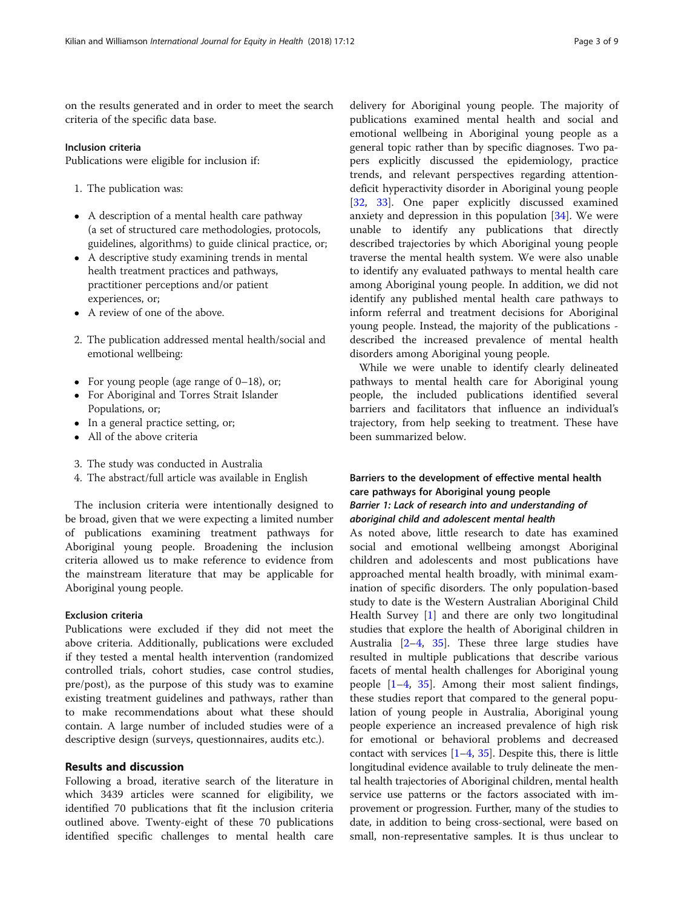on the results generated and in order to meet the search criteria of the specific data base.

### Inclusion criteria

Publications were eligible for inclusion if:

1. The publication was:

- A description of a mental health care pathway (a set of structured care methodologies, protocols, guidelines, algorithms) to guide clinical practice, or;
- A descriptive study examining trends in mental health treatment practices and pathways, practitioner perceptions and/or patient experiences, or;
- A review of one of the above.

2. The publication addressed mental health/social and emotional wellbeing:

- For young people (age range of 0–18), or;
- For Aboriginal and Torres Strait Islander Populations, or;
- In a general practice setting, or;
- All of the above criteria

3. The study was conducted in Australia
4. The abstract/full article was available in English

The inclusion criteria were intentionally designed to be broad, given that we were expecting a limited number of publications examining treatment pathways for Aboriginal young people. Broadening the inclusion criteria allowed us to make reference to evidence from the mainstream literature that may be applicable for Aboriginal young people.

### Exclusion criteria

Publications were excluded if they did not meet the above criteria. Additionally, publications were excluded if they tested a mental health intervention (randomized controlled trials, cohort studies, case control studies, pre/post), as the purpose of this study was to examine existing treatment guidelines and pathways, rather than to make recommendations about what these should contain. A large number of included studies were of a descriptive design (surveys, questionnaires, audits etc.).

## Results and discussion

Following a broad, iterative search of the literature in which 3439 articles were scanned for eligibility, we identified 70 publications that fit the inclusion criteria outlined above. Twenty-eight of these 70 publications identified specific challenges to mental health care delivery for Aboriginal young people. The majority of publications examined mental health and social and emotional wellbeing in Aboriginal young people as a general topic rather than by specific diagnoses. Two papers explicitly discussed the epidemiology, practice trends, and relevant perspectives regarding attention-deficit hyperactivity disorder in Aboriginal young people [32, 33]. One paper explicitly discussed examined anxiety and depression in this population [34]. We were unable to identify any publications that directly described trajectories by which Aboriginal young people traverse the mental health system. We were also unable to identify any evaluated pathways to mental health care among Aboriginal young people. In addition, we did not identify any published mental health care pathways to inform referral and treatment decisions for Aboriginal young people. Instead, the majority of the publications - described the increased prevalence of mental health disorders among Aboriginal young people.

While we were unable to identify clearly delineated pathways to mental health care for Aboriginal young people, the included publications identified several barriers and facilitators that influence an individual's trajectory, from help seeking to treatment. These have been summarized below.

### Barriers to the development of effective mental health care pathways for Aboriginal young people

#### *Barrier 1: Lack of research into and understanding of aboriginal child and adolescent mental health*

As noted above, little research to date has examined social and emotional wellbeing amongst Aboriginal children and adolescents and most publications have approached mental health broadly, with minimal examination of specific disorders. The only population-based study to date is the Western Australian Aboriginal Child Health Survey [1] and there are only two longitudinal studies that explore the health of Aboriginal children in Australia [2–4, 35]. These three large studies have resulted in multiple publications that describe various facets of mental health challenges for Aboriginal young people [1–4, 35]. Among their most salient findings, these studies report that compared to the general population of young people in Australia, Aboriginal young people experience an increased prevalence of high risk for emotional or behavioral problems and decreased contact with services [1–4, 35]. Despite this, there is little longitudinal evidence available to truly delineate the mental health trajectories of Aboriginal children, mental health service use patterns or the factors associated with improvement or progression. Further, many of the studies to date, in addition to being cross-sectional, were based on small, non-representative samples. It is thus unclear to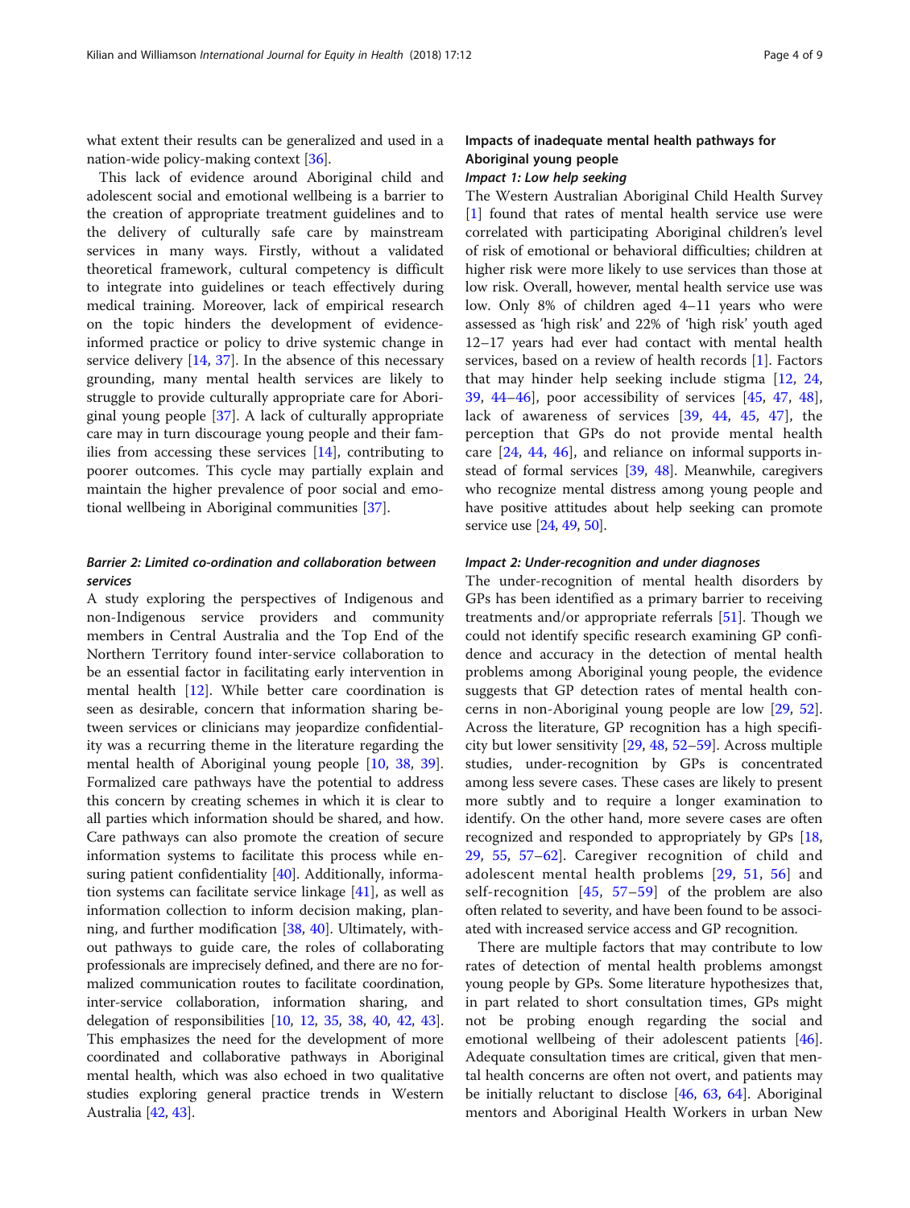what extent their results can be generalized and used in a nation-wide policy-making context [36].

This lack of evidence around Aboriginal child and adolescent social and emotional wellbeing is a barrier to the creation of appropriate treatment guidelines and to the delivery of culturally safe care by mainstream services in many ways. Firstly, without a validated theoretical framework, cultural competency is difficult to integrate into guidelines or teach effectively during medical training. Moreover, lack of empirical research on the topic hinders the development of evidence-informed practice or policy to drive systemic change in service delivery [14, 37]. In the absence of this necessary grounding, many mental health services are likely to struggle to provide culturally appropriate care for Aboriginal young people [37]. A lack of culturally appropriate care may in turn discourage young people and their families from accessing these services [14], contributing to poorer outcomes. This cycle may partially explain and maintain the higher prevalence of poor social and emotional wellbeing in Aboriginal communities [37].

#### *Barrier 2: Limited co-ordination and collaboration between services*

A study exploring the perspectives of Indigenous and non-Indigenous service providers and community members in Central Australia and the Top End of the Northern Territory found inter-service collaboration to be an essential factor in facilitating early intervention in mental health [12]. While better care coordination is seen as desirable, concern that information sharing between services or clinicians may jeopardize confidentiality was a recurring theme in the literature regarding the mental health of Aboriginal young people [10, 38, 39]. Formalized care pathways have the potential to address this concern by creating schemes in which it is clear to all parties which information should be shared, and how. Care pathways can also promote the creation of secure information systems to facilitate this process while ensuring patient confidentiality [40]. Additionally, information systems can facilitate service linkage [41], as well as information collection to inform decision making, planning, and further modification [38, 40]. Ultimately, without pathways to guide care, the roles of collaborating professionals are imprecisely defined, and there are no formalized communication routes to facilitate coordination, inter-service collaboration, information sharing, and delegation of responsibilities [10, 12, 35, 38, 40, 42, 43]. This emphasizes the need for the development of more coordinated and collaborative pathways in Aboriginal mental health, which was also echoed in two qualitative studies exploring general practice trends in Western Australia [42, 43].

### Impacts of inadequate mental health pathways for Aboriginal young people

#### *Impact 1: Low help seeking*

The Western Australian Aboriginal Child Health Survey [1] found that rates of mental health service use were correlated with participating Aboriginal children's level of risk of emotional or behavioral difficulties; children at higher risk were more likely to use services than those at low risk. Overall, however, mental health service use was low. Only 8% of children aged 4–11 years who were assessed as 'high risk' and 22% of 'high risk' youth aged 12–17 years had ever had contact with mental health services, based on a review of health records [1]. Factors that may hinder help seeking include stigma [12, 24, 39, 44–46], poor accessibility of services [45, 47, 48], lack of awareness of services [39, 44, 45, 47], the perception that GPs do not provide mental health care [24, 44, 46], and reliance on informal supports instead of formal services [39, 48]. Meanwhile, caregivers who recognize mental distress among young people and have positive attitudes about help seeking can promote service use [24, 49, 50].

#### *Impact 2: Under-recognition and under diagnoses*

The under-recognition of mental health disorders by GPs has been identified as a primary barrier to receiving treatments and/or appropriate referrals [51]. Though we could not identify specific research examining GP confidence and accuracy in the detection of mental health problems among Aboriginal young people, the evidence suggests that GP detection rates of mental health concerns in non-Aboriginal young people are low [29, 52]. Across the literature, GP recognition has a high specificity but lower sensitivity [29, 48, 52–59]. Across multiple studies, under-recognition by GPs is concentrated among less severe cases. These cases are likely to present more subtly and to require a longer examination to identify. On the other hand, more severe cases are often recognized and responded to appropriately by GPs [18, 29, 55, 57–62]. Caregiver recognition of child and adolescent mental health problems [29, 51, 56] and self-recognition [45, 57–59] of the problem are also often related to severity, and have been found to be associated with increased service access and GP recognition.

There are multiple factors that may contribute to low rates of detection of mental health problems amongst young people by GPs. Some literature hypothesizes that, in part related to short consultation times, GPs might not be probing enough regarding the social and emotional wellbeing of their adolescent patients [46]. Adequate consultation times are critical, given that mental health concerns are often not overt, and patients may be initially reluctant to disclose [46, 63, 64]. Aboriginal mentors and Aboriginal Health Workers in urban New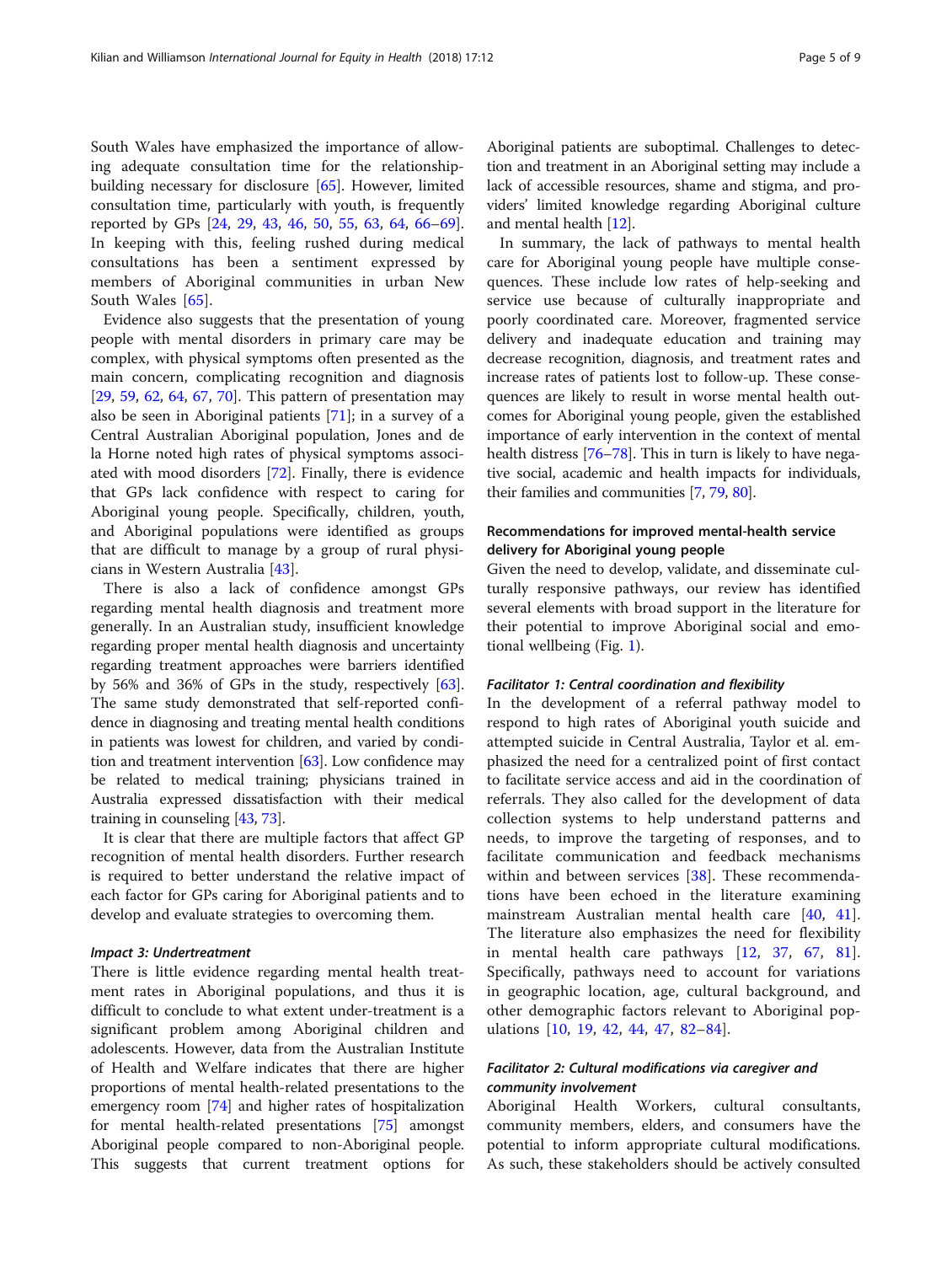South Wales have emphasized the importance of allowing adequate consultation time for the relationship-building necessary for disclosure [65]. However, limited consultation time, particularly with youth, is frequently reported by GPs [24, 29, 43, 46, 50, 55, 63, 64, 66–69]. In keeping with this, feeling rushed during medical consultations has been a sentiment expressed by members of Aboriginal communities in urban New South Wales [65].

Evidence also suggests that the presentation of young people with mental disorders in primary care may be complex, with physical symptoms often presented as the main concern, complicating recognition and diagnosis [29, 59, 62, 64, 67, 70]. This pattern of presentation may also be seen in Aboriginal patients [71]; in a survey of a Central Australian Aboriginal population, Jones and de la Horne noted high rates of physical symptoms associated with mood disorders [72]. Finally, there is evidence that GPs lack confidence with respect to caring for Aboriginal young people. Specifically, children, youth, and Aboriginal populations were identified as groups that are difficult to manage by a group of rural physicians in Western Australia [43].

There is also a lack of confidence amongst GPs regarding mental health diagnosis and treatment more generally. In an Australian study, insufficient knowledge regarding proper mental health diagnosis and uncertainty regarding treatment approaches were barriers identified by 56% and 36% of GPs in the study, respectively [63]. The same study demonstrated that self-reported confidence in diagnosing and treating mental health conditions in patients was lowest for children, and varied by condition and treatment intervention [63]. Low confidence may be related to medical training; physicians trained in Australia expressed dissatisfaction with their medical training in counseling [43, 73].

It is clear that there are multiple factors that affect GP recognition of mental health disorders. Further research is required to better understand the relative impact of each factor for GPs caring for Aboriginal patients and to develop and evaluate strategies to overcoming them.

#### *Impact 3: Undertreatment*

There is little evidence regarding mental health treatment rates in Aboriginal populations, and thus it is difficult to conclude to what extent under-treatment is a significant problem among Aboriginal children and adolescents. However, data from the Australian Institute of Health and Welfare indicates that there are higher proportions of mental health-related presentations to the emergency room [74] and higher rates of hospitalization for mental health-related presentations [75] amongst Aboriginal people compared to non-Aboriginal people. This suggests that current treatment options for Aboriginal patients are suboptimal. Challenges to detection and treatment in an Aboriginal setting may include a lack of accessible resources, shame and stigma, and providers' limited knowledge regarding Aboriginal culture and mental health [12].

In summary, the lack of pathways to mental health care for Aboriginal young people have multiple consequences. These include low rates of help-seeking and service use because of culturally inappropriate and poorly coordinated care. Moreover, fragmented service delivery and inadequate education and training may decrease recognition, diagnosis, and treatment rates and increase rates of patients lost to follow-up. These consequences are likely to result in worse mental health outcomes for Aboriginal young people, given the established importance of early intervention in the context of mental health distress [76–78]. This in turn is likely to have negative social, academic and health impacts for individuals, their families and communities [7, 79, 80].

### Recommendations for improved mental-health service delivery for Aboriginal young people

Given the need to develop, validate, and disseminate culturally responsive pathways, our review has identified several elements with broad support in the literature for their potential to improve Aboriginal social and emotional wellbeing (Fig. 1).

#### *Facilitator 1: Central coordination and flexibility*

In the development of a referral pathway model to respond to high rates of Aboriginal youth suicide and attempted suicide in Central Australia, Taylor et al. emphasized the need for a centralized point of first contact to facilitate service access and aid in the coordination of referrals. They also called for the development of data collection systems to help understand patterns and needs, to improve the targeting of responses, and to facilitate communication and feedback mechanisms within and between services [38]. These recommendations have been echoed in the literature examining mainstream Australian mental health care [40, 41]. The literature also emphasizes the need for flexibility in mental health care pathways [12, 37, 67, 81]. Specifically, pathways need to account for variations in geographic location, age, cultural background, and other demographic factors relevant to Aboriginal populations [10, 19, 42, 44, 47, 82–84].

#### *Facilitator 2: Cultural modifications via caregiver and community involvement*

Aboriginal Health Workers, cultural consultants, community members, elders, and consumers have the potential to inform appropriate cultural modifications. As such, these stakeholders should be actively consulted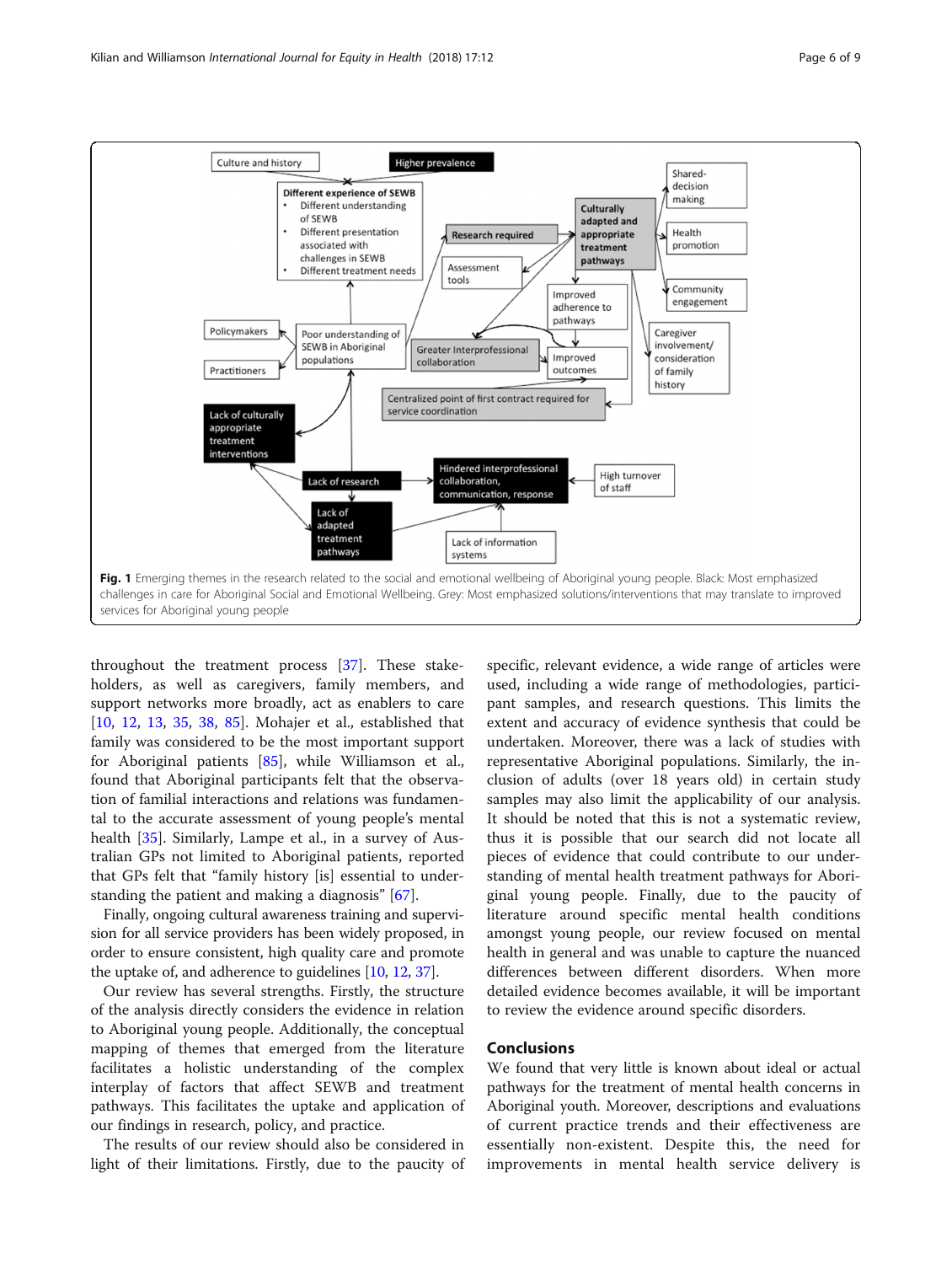Culture and history

Higher prevalence

Different experience of SEWB
- Different understanding of SEWB
- Different presentation associated with challenges in SEWB
- Different treatment needs

Research required

Culturally adapted and appropriate treatment pathways

Shared-decision making

Health promotion

Community engagement

Assessment tools

Improved adherence to pathways

Caregiver involvement/ consideration of family history

Policymakers

Practitioners

Poor understanding of SEWB in Aboriginal populations

Greater Interprofessional collaboration

Improved outcomes

Centralized point of first contract required for service coordination

Lack of culturally appropriate treatment interventions

Lack of research

Hindered interprofessional collaboration, communication, response

High turnover of staff

Lack of adapted treatment pathways

Lack of information systems

**Fig. 1** Emerging themes in the research related to the social and emotional wellbeing of Aboriginal young people. Black: Most emphasized challenges in care for Aboriginal Social and Emotional Wellbeing. Grey: Most emphasized solutions/interventions that may translate to improved services for Aboriginal young people

throughout the treatment process [37]. These stakeholders, as well as caregivers, family members, and support networks more broadly, act as enablers to care [10, 12, 13, 35, 38, 85]. Mohajer et al., established that family was considered to be the most important support for Aboriginal patients [85], while Williamson et al., found that Aboriginal participants felt that the observation of familial interactions and relations was fundamental to the accurate assessment of young people's mental health [35]. Similarly, Lampe et al., in a survey of Australian GPs not limited to Aboriginal patients, reported that GPs felt that "family history [is] essential to understanding the patient and making a diagnosis" [67].

Finally, ongoing cultural awareness training and supervision for all service providers has been widely proposed, in order to ensure consistent, high quality care and promote the uptake of, and adherence to guidelines [10, 12, 37].

Our review has several strengths. Firstly, the structure of the analysis directly considers the evidence in relation to Aboriginal young people. Additionally, the conceptual mapping of themes that emerged from the literature facilitates a holistic understanding of the complex interplay of factors that affect SEWB and treatment pathways. This facilitates the uptake and application of our findings in research, policy, and practice.

The results of our review should also be considered in light of their limitations. Firstly, due to the paucity of specific, relevant evidence, a wide range of articles were used, including a wide range of methodologies, participant samples, and research questions. This limits the extent and accuracy of evidence synthesis that could be undertaken. Moreover, there was a lack of studies with representative Aboriginal populations. Similarly, the inclusion of adults (over 18 years old) in certain study samples may also limit the applicability of our analysis. It should be noted that this is not a systematic review, thus it is possible that our search did not locate all pieces of evidence that could contribute to our understanding of mental health treatment pathways for Aboriginal young people. Finally, due to the paucity of literature around specific mental health conditions amongst young people, our review focused on mental health in general and was unable to capture the nuanced differences between different disorders. When more detailed evidence becomes available, it will be important to review the evidence around specific disorders.

## Conclusions

We found that very little is known about ideal or actual pathways for the treatment of mental health concerns in Aboriginal youth. Moreover, descriptions and evaluations of current practice trends and their effectiveness are essentially non-existent. Despite this, the need for improvements in mental health service delivery is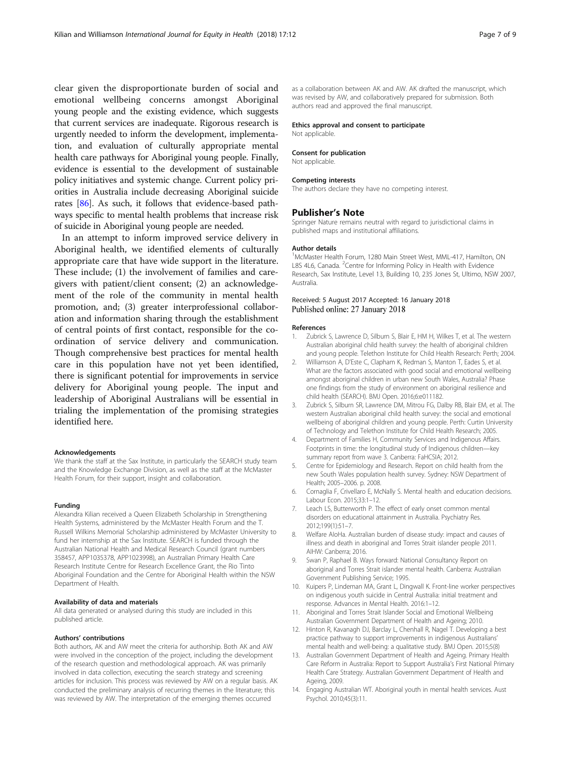clear given the disproportionate burden of social and emotional wellbeing concerns amongst Aboriginal young people and the existing evidence, which suggests that current services are inadequate. Rigorous research is urgently needed to inform the development, implementation, and evaluation of culturally appropriate mental health care pathways for Aboriginal young people. Finally, evidence is essential to the development of sustainable policy initiatives and systemic change. Current policy priorities in Australia include decreasing Aboriginal suicide rates [86]. As such, it follows that evidence-based pathways specific to mental health problems that increase risk of suicide in Aboriginal young people are needed.

In an attempt to inform improved service delivery in Aboriginal health, we identified elements of culturally appropriate care that have wide support in the literature. These include; (1) the involvement of families and caregivers with patient/client consent; (2) an acknowledgement of the role of the community in mental health promotion, and; (3) greater interprofessional collaboration and information sharing through the establishment of central points of first contact, responsible for the coordination of service delivery and communication. Though comprehensive best practices for mental health care in this population have not yet been identified, there is significant potential for improvements in service delivery for Aboriginal young people. The input and leadership of Aboriginal Australians will be essential in trialing the implementation of the promising strategies identified here.

#### Acknowledgements

We thank the staff at the Sax Institute, in particularly the SEARCH study team and the Knowledge Exchange Division, as well as the staff at the McMaster Health Forum, for their support, insight and collaboration.

#### Funding

Alexandra Kilian received a Queen Elizabeth Scholarship in Strengthening Health Systems, administered by the McMaster Health Forum and the T. Russell Wilkins Memorial Scholarship administered by McMaster University to fund her internship at the Sax Institute. SEARCH is funded through the Australian National Health and Medical Research Council (grant numbers 358457, APP1035378, APP1023998), an Australian Primary Health Care Research Institute Centre for Research Excellence Grant, the Rio Tinto Aboriginal Foundation and the Centre for Aboriginal Health within the NSW Department of Health.

#### Availability of data and materials

All data generated or analysed during this study are included in this published article.

#### Authors' contributions

Both authors, AK and AW meet the criteria for authorship. Both AK and AW were involved in the conception of the project, including the development of the research question and methodological approach. AK was primarily involved in data collection, executing the search strategy and screening articles for inclusion. This process was reviewed by AW on a regular basis. AK conducted the preliminary analysis of recurring themes in the literature; this was reviewed by AW. The interpretation of the emerging themes occurred as a collaboration between AK and AW. AK drafted the manuscript, which was revised by AW, and collaboratively prepared for submission. Both authors read and approved the final manuscript.

#### Ethics approval and consent to participate

Not applicable.

#### Consent for publication

Not applicable.

#### Competing interests

The authors declare they have no competing interest.

## Publisher's Note

Springer Nature remains neutral with regard to jurisdictional claims in published maps and institutional affiliations.

#### Author details

[1]McMaster Health Forum, 1280 Main Street West, MML-417, Hamilton, ON L8S 4L6, Canada. [2]Centre for Informing Policy in Health with Evidence Research, Sax Institute, Level 13, Building 10, 235 Jones St, Ultimo, NSW 2007, Australia.

Received: 5 August 2017 Accepted: 16 January 2018
Published online: 27 January 2018

#### References

1. Zubrick S, Lawrence D, Silburn S, Blair E, HM H, Wilkes T, et al. The western Australian aboriginal child health survey: the health of aboriginal children and young people. Telethon Institute for Child Health Research: Perth; 2004.
2. Williamson A, D'Este C, Clapham K, Redman S, Manton T, Eades S, et al. What are the factors associated with good social and emotional wellbeing amongst aboriginal children in urban new South Wales, Australia? Phase one findings from the study of environment on aboriginal resilience and child health (SEARCH). BMJ Open. 2016;6:e011182.
3. Zubrick S, Silburn SR, Lawrence DM, Mitrou FG, Dalby RB, Blair EM, et al. The western Australian aboriginal child health survey: the social and emotional wellbeing of aboriginal children and young people. Perth: Curtin University of Technology and Telethon Institute for Child Health Research; 2005.
4. Department of Families H, Community Services and Indigenous Affairs. Footprints in time: the longitudinal study of Indigenous children—key summary report from wave 3. Canberra: FaHCSIA; 2012.
5. Centre for Epidemiology and Research. Report on child health from the new South Wales population health survey. Sydney: NSW Department of Health; 2005–2006. p. 2008.
6. Cornaglia F, Crivellaro E, McNally S. Mental health and education decisions. Labour Econ. 2015;33:1–12.
7. Leach LS, Butterworth P. The effect of early onset common mental disorders on educational attainment in Australia. Psychiatry Res. 2012;199(1):51–7.
8. Welfare AIoHa. Australian burden of disease study: impact and causes of illness and death in aboriginal and Torres Strait islander people 2011. AIHW: Canberra; 2016.
9. Swan P, Raphael B. Ways forward: National Consultancy Report on aboriginal and Torres Strait islander mental health. Canberra: Australian Government Publishing Service; 1995.
10. Kuipers P, Lindeman MA, Grant L, Dingwall K. Front-line worker perspectives on indigenous youth suicide in Central Australia: initial treatment and response. Advances in Mental Health. 2016:1–12.
11. Aboriginal and Torres Strait Islander Social and Emotional Wellbeing Australian Government Department of Health and Ageing; 2010.
12. Hinton R, Kavanagh DJ, Barclay L, Chenhall R, Nagel T. Developing a best practice pathway to support improvements in indigenous Australians' mental health and well-being: a qualitative study. BMJ Open. 2015;5(8)
13. Australian Government Department of Health and Ageing. Primary Health Care Reform in Australia: Report to Support Australia's First National Primary Health Care Strategy. Australian Government Department of Health and Ageing, 2009.
14. Engaging Australian WT. Aboriginal youth in mental health services. Aust Psychol. 2010;45(3):11.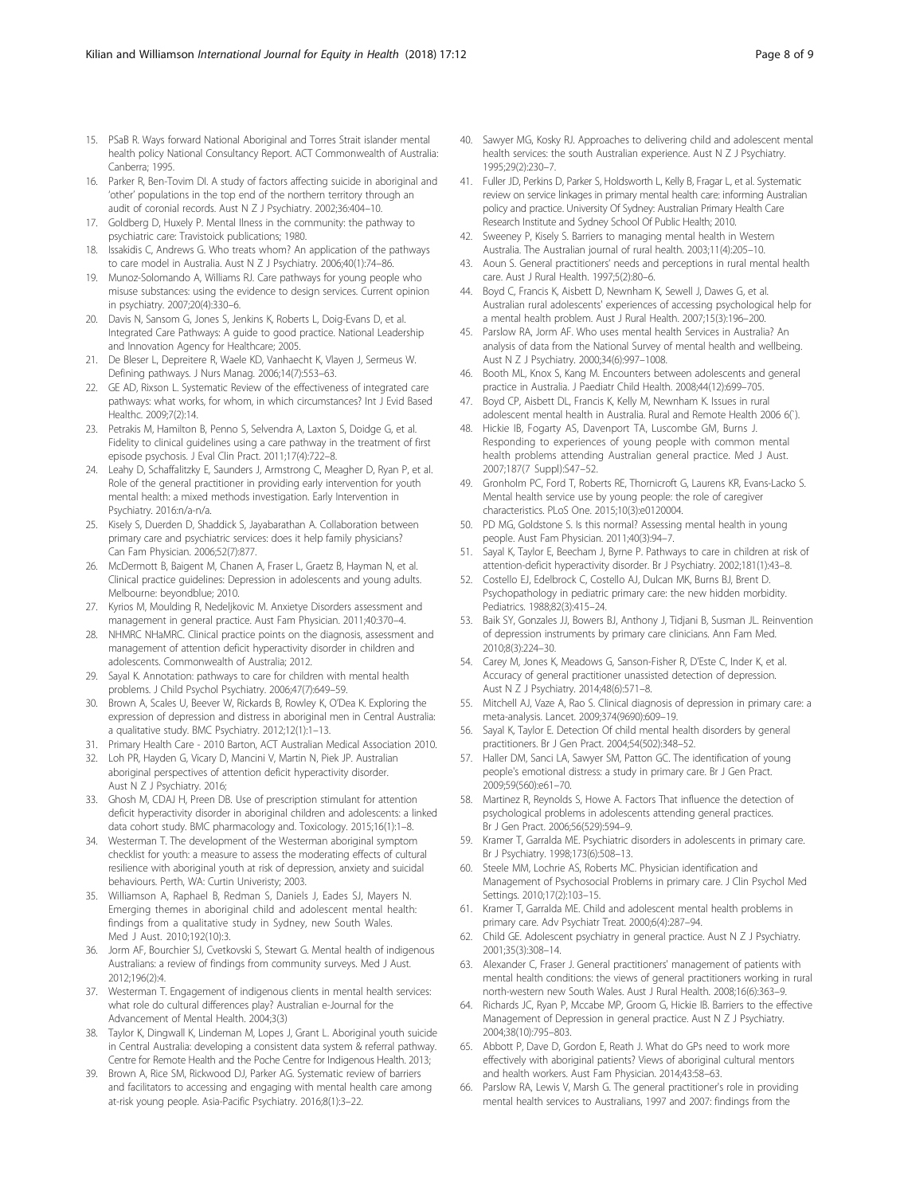15. PSaB R. Ways forward National Aboriginal and Torres Strait islander mental health policy National Consultancy Report. ACT Commonwealth of Australia: Canberra; 1995.
16. Parker R, Ben-Tovim DI. A study of factors affecting suicide in aboriginal and 'other' populations in the top end of the northern territory through an audit of coronial records. Aust N Z J Psychiatry. 2002;36:404–10.
17. Goldberg D, Huxely P. Mental Ilness in the community: the pathway to psychiatric care: Travistoick publications; 1980.
18. Issakidis C, Andrews G. Who treats whom? An application of the pathways to care model in Australia. Aust N Z J Psychiatry. 2006;40(1):74–86.
19. Munoz-Solomando A, Williams RJ. Care pathways for young people who misuse substances: using the evidence to design services. Current opinion in psychiatry. 2007;20(4):330–6.
20. Davis N, Sansom G, Jones S, Jenkins K, Roberts L, Doig-Evans D, et al. Integrated Care Pathways: A guide to good practice. National Leadership and Innovation Agency for Healthcare; 2005.
21. De Bleser L, Depreitere R, Waele KD, Vanhaecht K, Vlayen J, Sermeus W. Defining pathways. J Nurs Manag. 2006;14(7):553–63.
22. GE AD, Rixson L. Systematic Review of the effectiveness of integrated care pathways: what works, for whom, in which circumstances? Int J Evid Based Healthc. 2009;7(2):14.
23. Petrakis M, Hamilton B, Penno S, Selvendra A, Laxton S, Doidge G, et al. Fidelity to clinical guidelines using a care pathway in the treatment of first episode psychosis. J Eval Clin Pract. 2011;17(4):722–8.
24. Leahy D, Schaffalitzky E, Saunders J, Armstrong C, Meagher D, Ryan P, et al. Role of the general practitioner in providing early intervention for youth mental health: a mixed methods investigation. Early Intervention in Psychiatry. 2016:n/a-n/a.
25. Kisely S, Duerden D, Shaddick S, Jayabarathan A. Collaboration between primary care and psychiatric services: does it help family physicians? Can Fam Physician. 2006;52(7):877.
26. McDermott B, Baigent M, Chanen A, Fraser L, Graetz B, Hayman N, et al. Clinical practice guidelines: Depression in adolescents and young adults. Melbourne: beyondblue; 2010.
27. Kyrios M, Moulding R, Nedeljkovic M. Anxietye Disorders assessment and management in general practice. Aust Fam Physician. 2011;40:370–4.
28. NHMRC NHaMRC. Clinical practice points on the diagnosis, assessment and management of attention deficit hyperactivity disorder in children and adolescents. Commonwealth of Australia; 2012.
29. Sayal K. Annotation: pathways to care for children with mental health problems. J Child Psychol Psychiatry. 2006;47(7):649–59.
30. Brown A, Scales U, Beever W, Rickards B, Rowley K, O'Dea K. Exploring the expression of depression and distress in aboriginal men in Central Australia: a qualitative study. BMC Psychiatry. 2012;12(1):1–13.
31. Primary Health Care - 2010 Barton, ACT Australian Medical Association 2010.
32. Loh PR, Hayden G, Vicary D, Mancini V, Martin N, Piek JP. Australian aboriginal perspectives of attention deficit hyperactivity disorder. Aust N Z J Psychiatry. 2016;
33. Ghosh M, CDAJ H, Preen DB. Use of prescription stimulant for attention deficit hyperactivity disorder in aboriginal children and adolescents: a linked data cohort study. BMC pharmacology and. Toxicology. 2015;16(1):1–8.
34. Westerman T. The development of the Westerman aboriginal symptom checklist for youth: a measure to assess the moderating effects of cultural resilience with aboriginal youth at risk of depression, anxiety and suicidal behaviours. Perth, WA: Curtin Univeristy; 2003.
35. Williamson A, Raphael B, Redman S, Daniels J, Eades SJ, Mayers N. Emerging themes in aboriginal child and adolescent mental health: findings from a qualitative study in Sydney, new South Wales. Med J Aust. 2010;192(10):3.
36. Jorm AF, Bourchier SJ, Cvetkovski S, Stewart G. Mental health of indigenous Australians: a review of findings from community surveys. Med J Aust. 2012;196(2):4.
37. Westerman T. Engagement of indigenous clients in mental health services: what role do cultural differences play? Australian e-Journal for the Advancement of Mental Health. 2004;3(3)
38. Taylor K, Dingwall K, Lindeman M, Lopes J, Grant L. Aboriginal youth suicide in Central Australia: developing a consistent data system & referral pathway. Centre for Remote Health and the Poche Centre for Indigenous Health. 2013;
39. Brown A, Rice SM, Rickwood DJ, Parker AG. Systematic review of barriers and facilitators to accessing and engaging with mental health care among at-risk young people. Asia-Pacific Psychiatry. 2016;8(1):3–22.
40. Sawyer MG, Kosky RJ. Approaches to delivering child and adolescent mental health services: the south Australian experience. Aust N Z J Psychiatry. 1995;29(2):230–7.
41. Fuller JD, Perkins D, Parker S, Holdsworth L, Kelly B, Fragar L, et al. Systematic review on service linkages in primary mental health care: informing Australian policy and practice. University Of Sydney: Australian Primary Health Care Research Institute and Sydney School Of Public Health; 2010.
42. Sweeney P, Kisely S. Barriers to managing mental health in Western Australia. The Australian journal of rural health. 2003;11(4):205–10.
43. Aoun S. General practitioners' needs and perceptions in rural mental health care. Aust J Rural Health. 1997;5(2):80–6.
44. Boyd C, Francis K, Aisbett D, Newnham K, Sewell J, Dawes G, et al. Australian rural adolescents' experiences of accessing psychological help for a mental health problem. Aust J Rural Health. 2007;15(3):196–200.
45. Parslow RA, Jorm AF. Who uses mental health Services in Australia? An analysis of data from the National Survey of mental health and wellbeing. Aust N Z J Psychiatry. 2000;34(6):997–1008.
46. Booth ML, Knox S, Kang M. Encounters between adolescents and general practice in Australia. J Paediatr Child Health. 2008;44(12):699–705.
47. Boyd CP, Aisbett DL, Francis K, Kelly M, Newnham K. Issues in rural adolescent mental health in Australia. Rural and Remote Health 2006 6(`).
48. Hickie IB, Fogarty AS, Davenport TA, Luscombe GM, Burns J. Responding to experiences of young people with common mental health problems attending Australian general practice. Med J Aust. 2007;187(7 Suppl):S47–52.
49. Gronholm PC, Ford T, Roberts RE, Thornicroft G, Laurens KR, Evans-Lacko S. Mental health service use by young people: the role of caregiver characteristics. PLoS One. 2015;10(3):e0120004.
50. PD MG, Goldstone S. Is this normal? Assessing mental health in young people. Aust Fam Physician. 2011;40(3):94–7.
51. Sayal K, Taylor E, Beecham J, Byrne P. Pathways to care in children at risk of attention-deficit hyperactivity disorder. Br J Psychiatry. 2002;181(1):43–8.
52. Costello EJ, Edelbrock C, Costello AJ, Dulcan MK, Burns BJ, Brent D. Psychopathology in pediatric primary care: the new hidden morbidity. Pediatrics. 1988;82(3):415–24.
53. Baik SY, Gonzales JJ, Bowers BJ, Anthony J, Tidjani B, Susman JL. Reinvention of depression instruments by primary care clinicians. Ann Fam Med. 2010;8(3):224–30.
54. Carey M, Jones K, Meadows G, Sanson-Fisher R, D'Este C, Inder K, et al. Accuracy of general practitioner unassisted detection of depression. Aust N Z J Psychiatry. 2014;48(6):571–8.
55. Mitchell AJ, Vaze A, Rao S. Clinical diagnosis of depression in primary care: a meta-analysis. Lancet. 2009;374(9690):609–19.
56. Sayal K, Taylor E. Detection Of child mental health disorders by general practitioners. Br J Gen Pract. 2004;54(502):348–52.
57. Haller DM, Sanci LA, Sawyer SM, Patton GC. The identification of young people's emotional distress: a study in primary care. Br J Gen Pract. 2009;59(560):e61–70.
58. Martinez R, Reynolds S, Howe A. Factors That influence the detection of psychological problems in adolescents attending general practices. Br J Gen Pract. 2006;56(529):594–9.
59. Kramer T, Garralda ME. Psychiatric disorders in adolescents in primary care. Br J Psychiatry. 1998;173(6):508–13.
60. Steele MM, Lochrie AS, Roberts MC. Physician identification and Management of Psychosocial Problems in primary care. J Clin Psychol Med Settings. 2010;17(2):103–15.
61. Kramer T, Garralda ME. Child and adolescent mental health problems in primary care. Adv Psychiatr Treat. 2000;6(4):287–94.
62. Child GE. Adolescent psychiatry in general practice. Aust N Z J Psychiatry. 2001;35(3):308–14.
63. Alexander C, Fraser J. General practitioners' management of patients with mental health conditions: the views of general practitioners working in rural north-western new South Wales. Aust J Rural Health. 2008;16(6):363–9.
64. Richards JC, Ryan P, Mccabe MP, Groom G, Hickie IB. Barriers to the effective Management of Depression in general practice. Aust N Z J Psychiatry. 2004;38(10):795–803.
65. Abbott P, Dave D, Gordon E, Reath J. What do GPs need to work more effectively with aboriginal patients? Views of aboriginal cultural mentors and health workers. Aust Fam Physician. 2014;43:58–63.
66. Parslow RA, Lewis V, Marsh G. The general practitioner's role in providing mental health services to Australians, 1997 and 2007: findings from the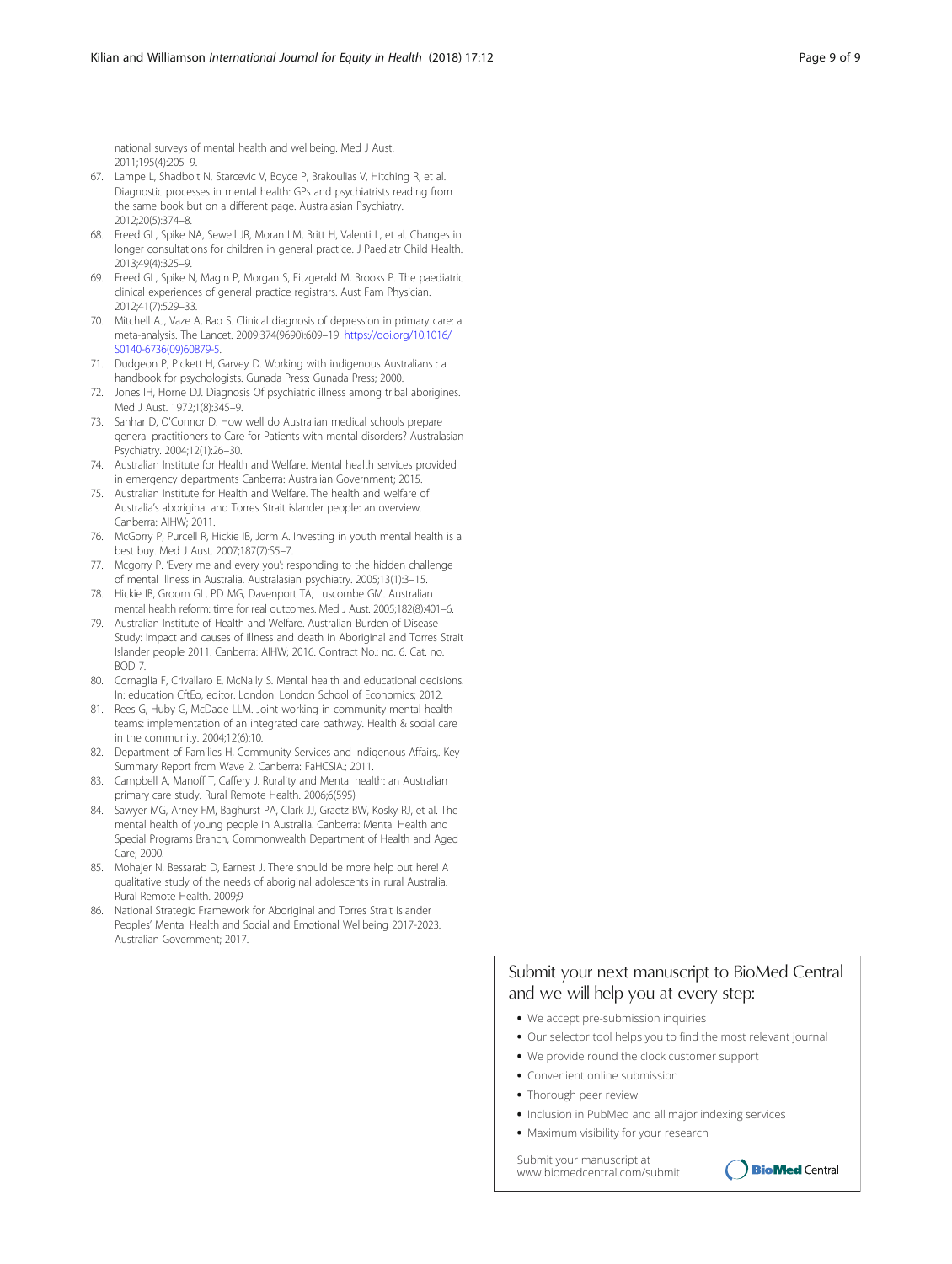national surveys of mental health and wellbeing. Med J Aust. 2011;195(4):205–9.

67. Lampe L, Shadbolt N, Starcevic V, Boyce P, Brakoulias V, Hitching R, et al. Diagnostic processes in mental health: GPs and psychiatrists reading from the same book but on a different page. Australasian Psychiatry. 2012;20(5):374–8.
68. Freed GL, Spike NA, Sewell JR, Moran LM, Britt H, Valenti L, et al. Changes in longer consultations for children in general practice. J Paediatr Child Health. 2013;49(4):325–9.
69. Freed GL, Spike N, Magin P, Morgan S, Fitzgerald M, Brooks P. The paediatric clinical experiences of general practice registrars. Aust Fam Physician. 2012;41(7):529–33.
70. Mitchell AJ, Vaze A, Rao S. Clinical diagnosis of depression in primary care: a meta-analysis. The Lancet. 2009;374(9690):609–19. https://doi.org/10.1016/S0140-6736(09)60879-5.
71. Dudgeon P, Pickett H, Garvey D. Working with indigenous Australians : a handbook for psychologists. Gunada Press: Gunada Press; 2000.
72. Jones IH, Horne DJ. Diagnosis Of psychiatric illness among tribal aborigines. Med J Aust. 1972;1(8):345–9.
73. Sahhar D, O'Connor D. How well do Australian medical schools prepare general practitioners to Care for Patients with mental disorders? Australasian Psychiatry. 2004;12(1):26–30.
74. Australian Institute for Health and Welfare. Mental health services provided in emergency departments Canberra: Australian Government; 2015.
75. Australian Institute for Health and Welfare. The health and welfare of Australia's aboriginal and Torres Strait islander people: an overview. Canberra: AIHW; 2011.
76. McGorry P, Purcell R, Hickie IB, Jorm A. Investing in youth mental health is a best buy. Med J Aust. 2007;187(7):S5–7.
77. Mcgorry P. 'Every me and every you': responding to the hidden challenge of mental illness in Australia. Australasian psychiatry. 2005;13(1):3–15.
78. Hickie IB, Groom GL, PD MG, Davenport TA, Luscombe GM. Australian mental health reform: time for real outcomes. Med J Aust. 2005;182(8):401–6.
79. Australian Institute of Health and Welfare. Australian Burden of Disease Study: Impact and causes of illness and death in Aboriginal and Torres Strait Islander people 2011. Canberra: AIHW; 2016. Contract No.: no. 6. Cat. no. BOD 7.
80. Cornaglia F, Crivallaro E, McNally S. Mental health and educational decisions. In: education CftEo, editor. London: London School of Economics; 2012.
81. Rees G, Huby G, McDade LLM. Joint working in community mental health teams: implementation of an integrated care pathway. Health & social care in the community. 2004;12(6):10.
82. Department of Families H, Community Services and Indigenous Affairs,. Key Summary Report from Wave 2. Canberra: FaHCSIA.; 2011.
83. Campbell A, Manoff T, Caffery J. Rurality and Mental health: an Australian primary care study. Rural Remote Health. 2006;6(595)
84. Sawyer MG, Arney FM, Baghurst PA, Clark JJ, Graetz BW, Kosky RJ, et al. The mental health of young people in Australia. Canberra: Mental Health and Special Programs Branch, Commonwealth Department of Health and Aged Care; 2000.
85. Mohajer N, Bessarab D, Earnest J. There should be more help out here! A qualitative study of the needs of aboriginal adolescents in rural Australia. Rural Remote Health. 2009;9
86. National Strategic Framework for Aboriginal and Torres Strait Islander Peoples' Mental Health and Social and Emotional Wellbeing 2017-2023. Australian Government; 2017.

Submit your next manuscript to BioMed Central and we will help you at every step:

- We accept pre-submission inquiries
- Our selector tool helps you to find the most relevant journal
- We provide round the clock customer support
- Convenient online submission
- Thorough peer review
- Inclusion in PubMed and all major indexing services
- Maximum visibility for your research

Submit your manuscript at www.biomedcentral.com/submit

BioMed Central